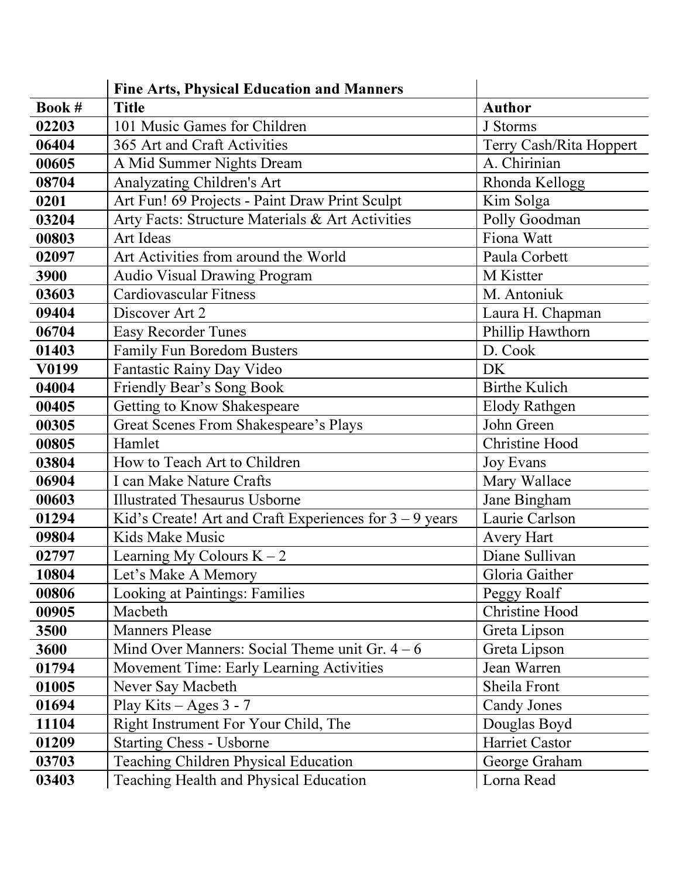| | Fine Arts, Physical Education and Manners | |
|---|---|---|
| **Book #** | **Title** | **Author** |
| **02203** | 101 Music Games for Children | J Storms |
| **06404** | 365 Art and Craft Activities | Terry Cash/Rita Hoppert |
| **00605** | A Mid Summer Nights Dream | A. Chirinian |
| **08704** | Analyzating Children's Art | Rhonda Kellogg |
| **0201** | Art Fun! 69 Projects - Paint Draw Print Sculpt | Kim Solga |
| **03204** | Arty Facts: Structure Materials & Art Activities | Polly Goodman |
| **00803** | Art Ideas | Fiona Watt |
| **02097** | Art Activities from around the World | Paula Corbett |
| **3900** | Audio Visual Drawing Program | M Kistter |
| **03603** | Cardiovascular Fitness | M. Antoniuk |
| **09404** | Discover Art 2 | Laura H. Chapman |
| **06704** | Easy Recorder Tunes | Phillip Hawthorn |
| **01403** | Family Fun Boredom Busters | D. Cook |
| **V0199** | Fantastic Rainy Day Video | DK |
| **04004** | Friendly Bear's Song Book | Birthe Kulich |
| **00405** | Getting to Know Shakespeare | Elody Rathgen |
| **00305** | Great Scenes From Shakespeare's Plays | John Green |
| **00805** | Hamlet | Christine Hood |
| **03804** | How to Teach Art to Children | Joy Evans |
| **06904** | I can Make Nature Crafts | Mary Wallace |
| **00603** | Illustrated Thesaurus Usborne | Jane Bingham |
| **01294** | Kid's Create! Art and Craft Experiences for 3 – 9 years | Laurie Carlson |
| **09804** | Kids Make Music | Avery Hart |
| **02797** | Learning My Colours K – 2 | Diane Sullivan |
| **10804** | Let's Make A Memory | Gloria Gaither |
| **00806** | Looking at Paintings: Families | Peggy Roalf |
| **00905** | Macbeth | Christine Hood |
| **3500** | Manners Please | Greta Lipson |
| **3600** | Mind Over Manners: Social Theme unit Gr. 4 – 6 | Greta Lipson |
| **01794** | Movement Time: Early Learning Activities | Jean Warren |
| **01005** | Never Say Macbeth | Sheila Front |
| **01694** | Play Kits – Ages 3 - 7 | Candy Jones |
| **11104** | Right Instrument For Your Child, The | Douglas Boyd |
| **01209** | Starting Chess - Usborne | Harriet Castor |
| **03703** | Teaching Children Physical Education | George Graham |
| **03403** | Teaching Health and Physical Education | Lorna Read |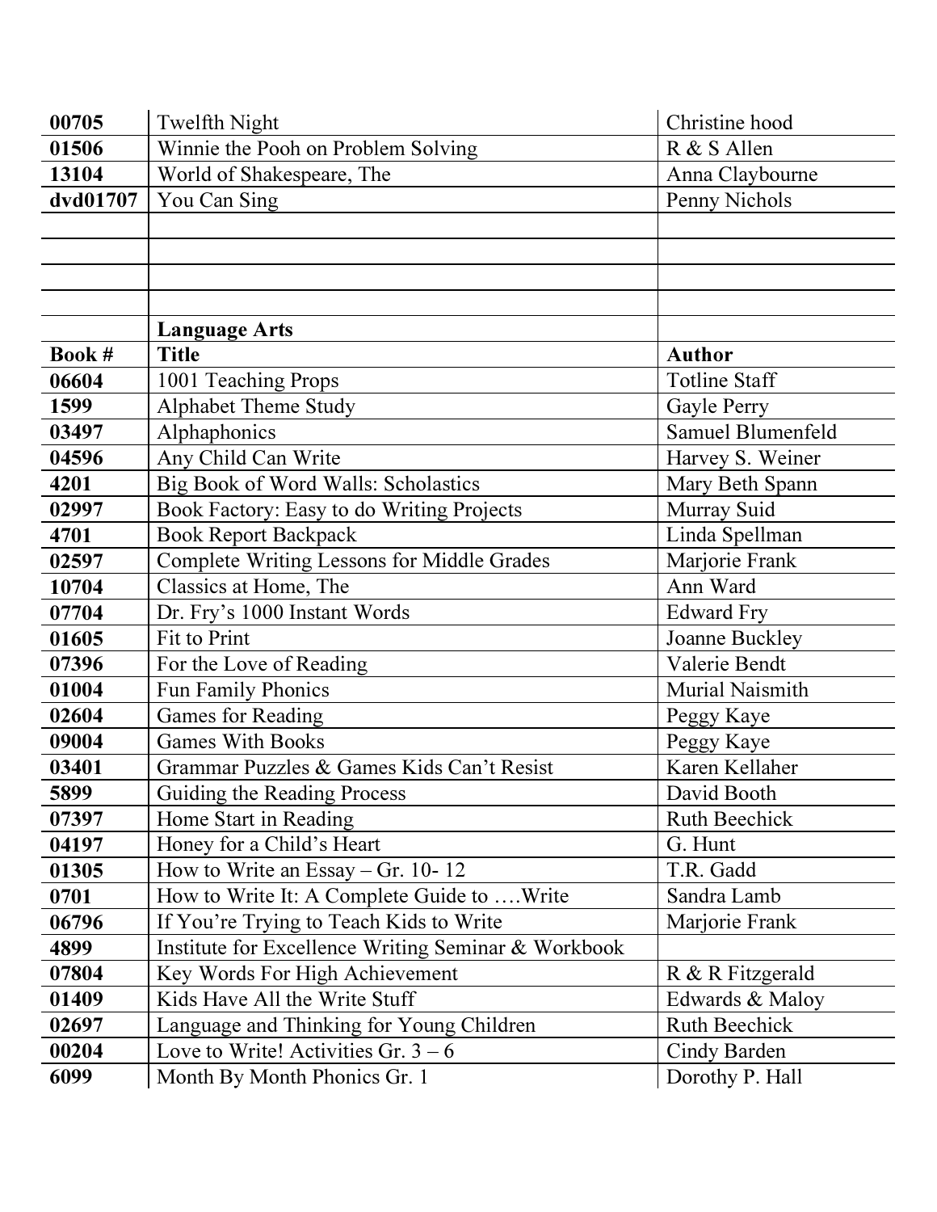| | | |
|---|---|---|
| **00705** | Twelfth Night | Christine hood |
| **01506** | Winnie the Pooh on Problem Solving | R & S Allen |
| **13104** | World of Shakespeare, The | Anna Claybourne |
| **dvd01707** | You Can Sing | Penny Nichols |
| | | |
| | | |
| | | |
| | | |
| | **Language Arts** | |
| **Book #** | **Title** | **Author** |
| **06604** | 1001 Teaching Props | Totline Staff |
| **1599** | Alphabet Theme Study | Gayle Perry |
| **03497** | Alphaphonics | Samuel Blumenfeld |
| **04596** | Any Child Can Write | Harvey S. Weiner |
| **4201** | Big Book of Word Walls: Scholastics | Mary Beth Spann |
| **02997** | Book Factory: Easy to do Writing Projects | Murray Suid |
| **4701** | Book Report Backpack | Linda Spellman |
| **02597** | Complete Writing Lessons for Middle Grades | Marjorie Frank |
| **10704** | Classics at Home, The | Ann Ward |
| **07704** | Dr. Fry's 1000 Instant Words | Edward Fry |
| **01605** | Fit to Print | Joanne Buckley |
| **07396** | For the Love of Reading | Valerie Bendt |
| **01004** | Fun Family Phonics | Murial Naismith |
| **02604** | Games for Reading | Peggy Kaye |
| **09004** | Games With Books | Peggy Kaye |
| **03401** | Grammar Puzzles & Games Kids Can't Resist | Karen Kellaher |
| **5899** | Guiding the Reading Process | David Booth |
| **07397** | Home Start in Reading | Ruth Beechick |
| **04197** | Honey for a Child's Heart | G. Hunt |
| **01305** | How to Write an Essay – Gr. 10- 12 | T.R. Gadd |
| **0701** | How to Write It: A Complete Guide to ….Write | Sandra Lamb |
| **06796** | If You're Trying to Teach Kids to Write | Marjorie Frank |
| **4899** | Institute for Excellence Writing Seminar & Workbook | |
| **07804** | Key Words For High Achievement | R & R Fitzgerald |
| **01409** | Kids Have All the Write Stuff | Edwards & Maloy |
| **02697** | Language and Thinking for Young Children | Ruth Beechick |
| **00204** | Love to Write! Activities Gr. 3 – 6 | Cindy Barden |
| **6099** | Month By Month Phonics Gr. 1 | Dorothy P. Hall |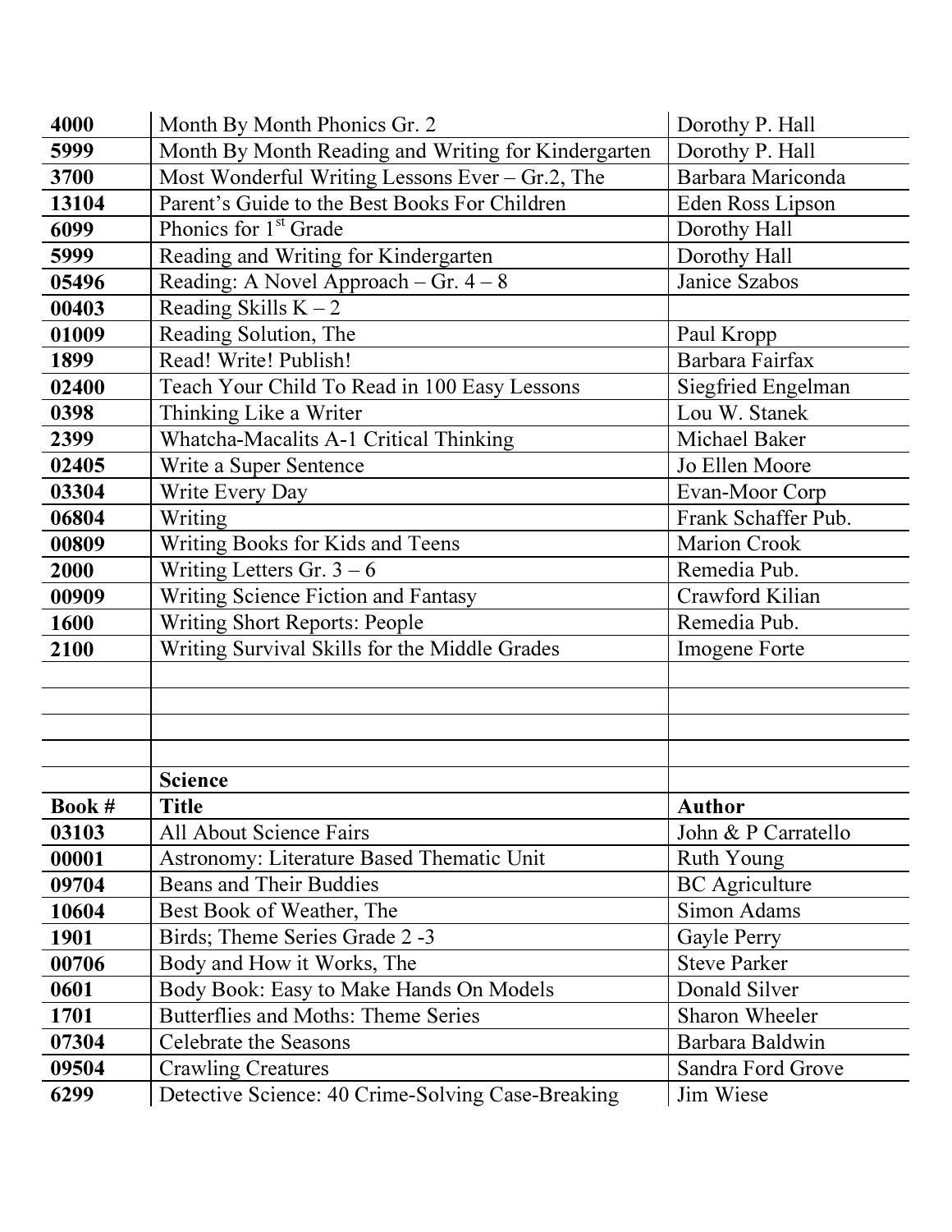| | | |
|---|---|---|
| **4000** | Month By Month Phonics Gr. 2 | Dorothy P. Hall |
| **5999** | Month By Month Reading and Writing for Kindergarten | Dorothy P. Hall |
| **3700** | Most Wonderful Writing Lessons Ever – Gr.2, The | Barbara Mariconda |
| **13104** | Parent's Guide to the Best Books For Children | Eden Ross Lipson |
| **6099** | Phonics for 1st Grade | Dorothy Hall |
| **5999** | Reading and Writing for Kindergarten | Dorothy Hall |
| **05496** | Reading: A Novel Approach – Gr. 4 – 8 | Janice Szabos |
| **00403** | Reading Skills K – 2 | |
| **01009** | Reading Solution, The | Paul Kropp |
| **1899** | Read! Write! Publish! | Barbara Fairfax |
| **02400** | Teach Your Child To Read in 100 Easy Lessons | Siegfried Engelman |
| **0398** | Thinking Like a Writer | Lou W. Stanek |
| **2399** | Whatcha-Macalits A-1 Critical Thinking | Michael Baker |
| **02405** | Write a Super Sentence | Jo Ellen Moore |
| **03304** | Write Every Day | Evan-Moor Corp |
| **06804** | Writing | Frank Schaffer Pub. |
| **00809** | Writing Books for Kids and Teens | Marion Crook |
| **2000** | Writing Letters Gr. 3 – 6 | Remedia Pub. |
| **00909** | Writing Science Fiction and Fantasy | Crawford Kilian |
| **1600** | Writing Short Reports: People | Remedia Pub. |
| **2100** | Writing Survival Skills for the Middle Grades | Imogene Forte |
| | | |
| | | |
| | | |
| | | |
| | **Science** | |
| **Book #** | **Title** | **Author** |
| **03103** | All About Science Fairs | John & P Carratello |
| **00001** | Astronomy: Literature Based Thematic Unit | Ruth Young |
| **09704** | Beans and Their Buddies | BC Agriculture |
| **10604** | Best Book of Weather, The | Simon Adams |
| **1901** | Birds; Theme Series Grade 2 -3 | Gayle Perry |
| **00706** | Body and How it Works, The | Steve Parker |
| **0601** | Body Book: Easy to Make Hands On Models | Donald Silver |
| **1701** | Butterflies and Moths: Theme Series | Sharon Wheeler |
| **07304** | Celebrate the Seasons | Barbara Baldwin |
| **09504** | Crawling Creatures | Sandra Ford Grove |
| **6299** | Detective Science: 40 Crime-Solving Case-Breaking | Jim Wiese |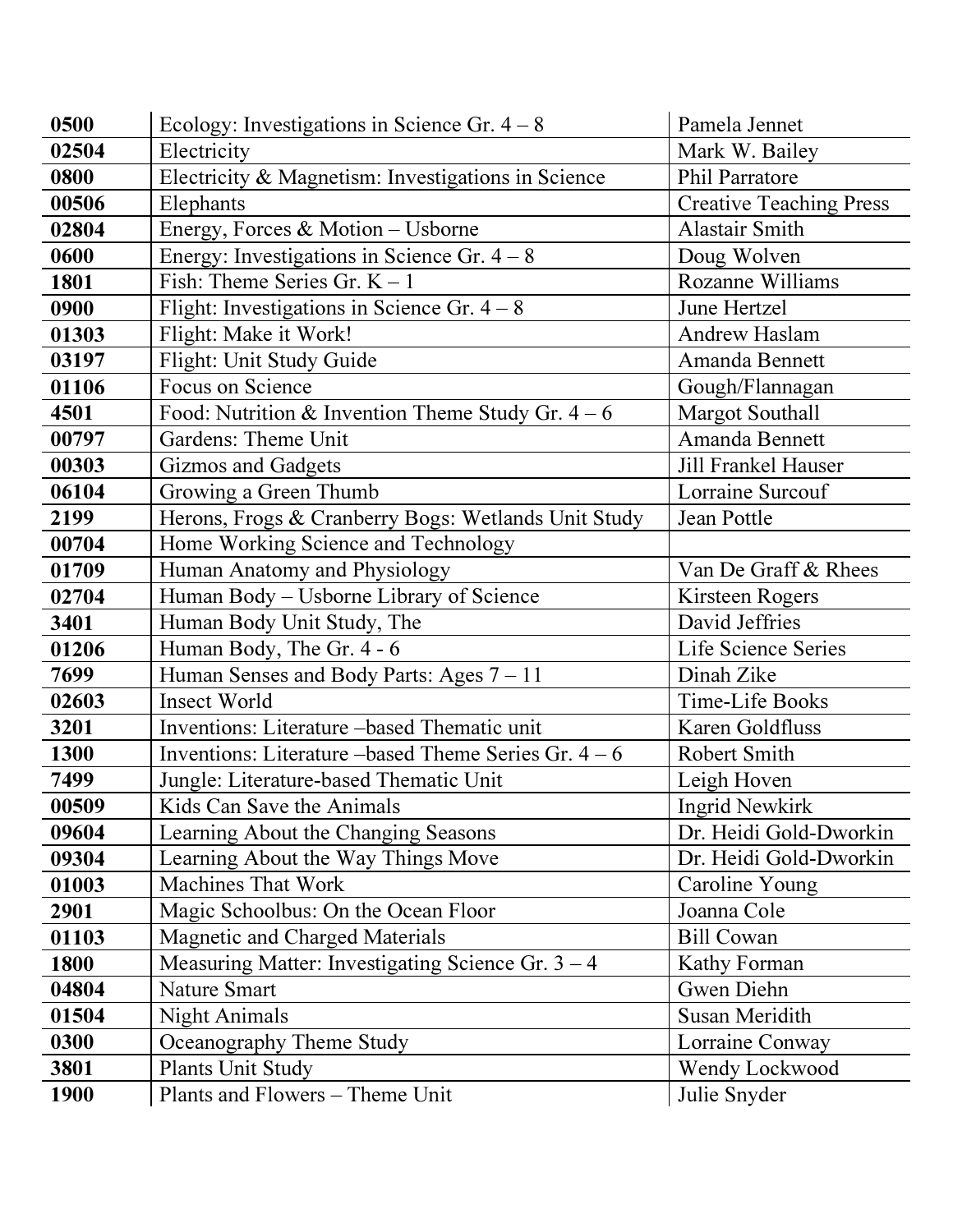| | | |
|---|---|---|
| **0500** | Ecology: Investigations in Science Gr. 4 – 8 | Pamela Jennet |
| **02504** | Electricity | Mark W. Bailey |
| **0800** | Electricity & Magnetism: Investigations in Science | Phil Parratore |
| **00506** | Elephants | Creative Teaching Press |
| **02804** | Energy, Forces & Motion – Usborne | Alastair Smith |
| **0600** | Energy: Investigations in Science Gr. 4 – 8 | Doug Wolven |
| **1801** | Fish: Theme Series Gr. K – 1 | Rozanne Williams |
| **0900** | Flight: Investigations in Science Gr. 4 – 8 | June Hertzel |
| **01303** | Flight: Make it Work! | Andrew Haslam |
| **03197** | Flight: Unit Study Guide | Amanda Bennett |
| **01106** | Focus on Science | Gough/Flannagan |
| **4501** | Food: Nutrition & Invention Theme Study Gr. 4 – 6 | Margot Southall |
| **00797** | Gardens: Theme Unit | Amanda Bennett |
| **00303** | Gizmos and Gadgets | Jill Frankel Hauser |
| **06104** | Growing a Green Thumb | Lorraine Surcouf |
| **2199** | Herons, Frogs & Cranberry Bogs: Wetlands Unit Study | Jean Pottle |
| **00704** | Home Working Science and Technology | |
| **01709** | Human Anatomy and Physiology | Van De Graff & Rhees |
| **02704** | Human Body – Usborne Library of Science | Kirsteen Rogers |
| **3401** | Human Body Unit Study, The | David Jeffries |
| **01206** | Human Body, The Gr. 4 - 6 | Life Science Series |
| **7699** | Human Senses and Body Parts: Ages 7 – 11 | Dinah Zike |
| **02603** | Insect World | Time-Life Books |
| **3201** | Inventions: Literature –based Thematic unit | Karen Goldfluss |
| **1300** | Inventions: Literature –based Theme Series Gr. 4 – 6 | Robert Smith |
| **7499** | Jungle: Literature-based Thematic Unit | Leigh Hoven |
| **00509** | Kids Can Save the Animals | Ingrid Newkirk |
| **09604** | Learning About the Changing Seasons | Dr. Heidi Gold-Dworkin |
| **09304** | Learning About the Way Things Move | Dr. Heidi Gold-Dworkin |
| **01003** | Machines That Work | Caroline Young |
| **2901** | Magic Schoolbus: On the Ocean Floor | Joanna Cole |
| **01103** | Magnetic and Charged Materials | Bill Cowan |
| **1800** | Measuring Matter: Investigating Science Gr. 3 – 4 | Kathy Forman |
| **04804** | Nature Smart | Gwen Diehn |
| **01504** | Night Animals | Susan Meridith |
| **0300** | Oceanography Theme Study | Lorraine Conway |
| **3801** | Plants Unit Study | Wendy Lockwood |
| **1900** | Plants and Flowers – Theme Unit | Julie Snyder |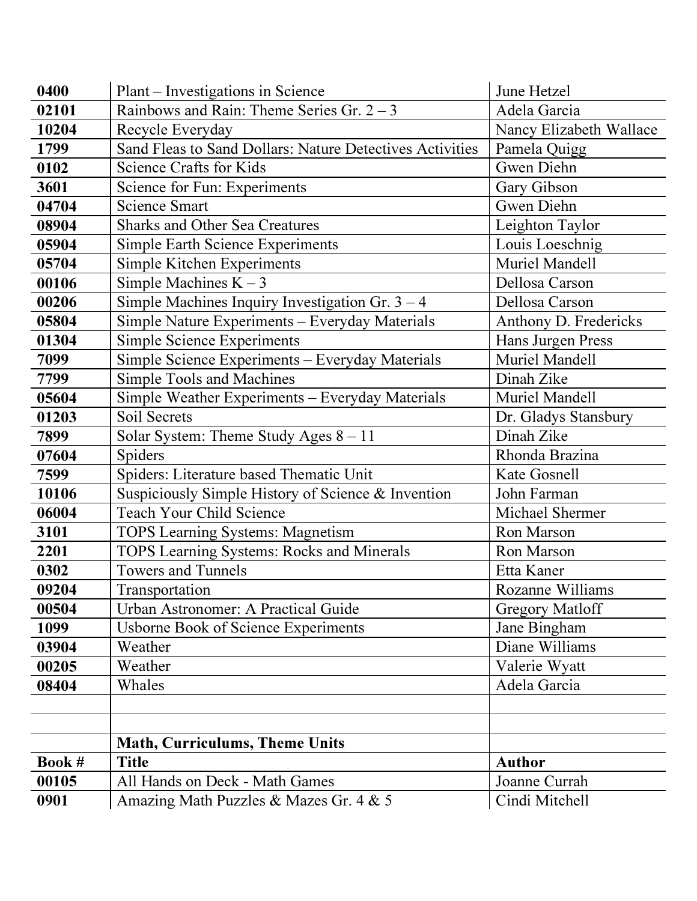| | | |
|---|---|---|
| **0400** | Plant – Investigations in Science | June Hetzel |
| **02101** | Rainbows and Rain: Theme Series Gr. 2 – 3 | Adela Garcia |
| **10204** | Recycle Everyday | Nancy Elizabeth Wallace |
| **1799** | Sand Fleas to Sand Dollars: Nature Detectives Activities | Pamela Quigg |
| **0102** | Science Crafts for Kids | Gwen Diehn |
| **3601** | Science for Fun: Experiments | Gary Gibson |
| **04704** | Science Smart | Gwen Diehn |
| **08904** | Sharks and Other Sea Creatures | Leighton Taylor |
| **05904** | Simple Earth Science Experiments | Louis Loeschnig |
| **05704** | Simple Kitchen Experiments | Muriel Mandell |
| **00106** | Simple Machines K – 3 | Dellosa Carson |
| **00206** | Simple Machines Inquiry Investigation Gr. 3 – 4 | Dellosa Carson |
| **05804** | Simple Nature Experiments – Everyday Materials | Anthony D. Fredericks |
| **01304** | Simple Science Experiments | Hans Jurgen Press |
| **7099** | Simple Science Experiments – Everyday Materials | Muriel Mandell |
| **7799** | Simple Tools and Machines | Dinah Zike |
| **05604** | Simple Weather Experiments – Everyday Materials | Muriel Mandell |
| **01203** | Soil Secrets | Dr. Gladys Stansbury |
| **7899** | Solar System: Theme Study Ages 8 – 11 | Dinah Zike |
| **07604** | Spiders | Rhonda Brazina |
| **7599** | Spiders: Literature based Thematic Unit | Kate Gosnell |
| **10106** | Suspiciously Simple History of Science & Invention | John Farman |
| **06004** | Teach Your Child Science | Michael Shermer |
| **3101** | TOPS Learning Systems: Magnetism | Ron Marson |
| **2201** | TOPS Learning Systems: Rocks and Minerals | Ron Marson |
| **0302** | Towers and Tunnels | Etta Kaner |
| **09204** | Transportation | Rozanne Williams |
| **00504** | Urban Astronomer: A Practical Guide | Gregory Matloff |
| **1099** | Usborne Book of Science Experiments | Jane Bingham |
| **03904** | Weather | Diane Williams |
| **00205** | Weather | Valerie Wyatt |
| **08404** | Whales | Adela Garcia |
| | | |
| | | |
| | **Math, Curriculums, Theme Units** | |
| **Book #** | **Title** | **Author** |
| **00105** | All Hands on Deck - Math Games | Joanne Currah |
| **0901** | Amazing Math Puzzles & Mazes Gr. 4 & 5 | Cindi Mitchell |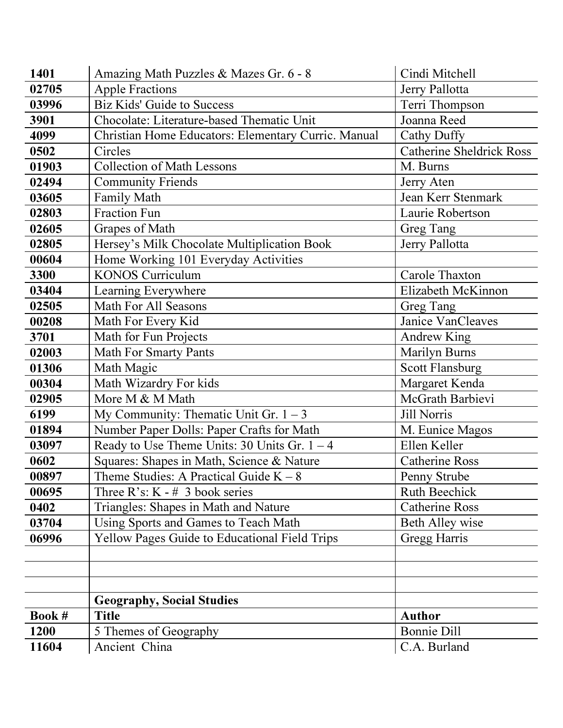| | | |
|---|---|---|
| **1401** | Amazing Math Puzzles & Mazes Gr. 6 - 8 | Cindi Mitchell |
| **02705** | Apple Fractions | Jerry Pallotta |
| **03996** | Biz Kids' Guide to Success | Terri Thompson |
| **3901** | Chocolate: Literature-based Thematic Unit | Joanna Reed |
| **4099** | Christian Home Educators: Elementary Curric. Manual | Cathy Duffy |
| **0502** | Circles | Catherine Sheldrick Ross |
| **01903** | Collection of Math Lessons | M. Burns |
| **02494** | Community Friends | Jerry Aten |
| **03605** | Family Math | Jean Kerr Stenmark |
| **02803** | Fraction Fun | Laurie Robertson |
| **02605** | Grapes of Math | Greg Tang |
| **02805** | Hersey's Milk Chocolate Multiplication Book | Jerry Pallotta |
| **00604** | Home Working 101 Everyday Activities | |
| **3300** | KONOS Curriculum | Carole Thaxton |
| **03404** | Learning Everywhere | Elizabeth McKinnon |
| **02505** | Math For All Seasons | Greg Tang |
| **00208** | Math For Every Kid | Janice VanCleaves |
| **3701** | Math for Fun Projects | Andrew King |
| **02003** | Math For Smarty Pants | Marilyn Burns |
| **01306** | Math Magic | Scott Flansburg |
| **00304** | Math Wizardry For kids | Margaret Kenda |
| **02905** | More M & M Math | McGrath Barbievi |
| **6199** | My Community: Thematic Unit Gr. 1 – 3 | Jill Norris |
| **01894** | Number Paper Dolls: Paper Crafts for Math | M. Eunice Magos |
| **03097** | Ready to Use Theme Units: 30 Units Gr. 1 – 4 | Ellen Keller |
| **0602** | Squares: Shapes in Math, Science & Nature | Catherine Ross |
| **00897** | Theme Studies: A Practical Guide K – 8 | Penny Strube |
| **00695** | Three R's: K - # 3 book series | Ruth Beechick |
| **0402** | Triangles: Shapes in Math and Nature | Catherine Ross |
| **03704** | Using Sports and Games to Teach Math | Beth Alley wise |
| **06996** | Yellow Pages Guide to Educational Field Trips | Gregg Harris |
| | | |
| | | |
| | | |
| | **Geography, Social Studies** | |
| **Book #** | **Title** | **Author** |
| **1200** | 5 Themes of Geography | Bonnie Dill |
| **11604** | Ancient China | C.A. Burland |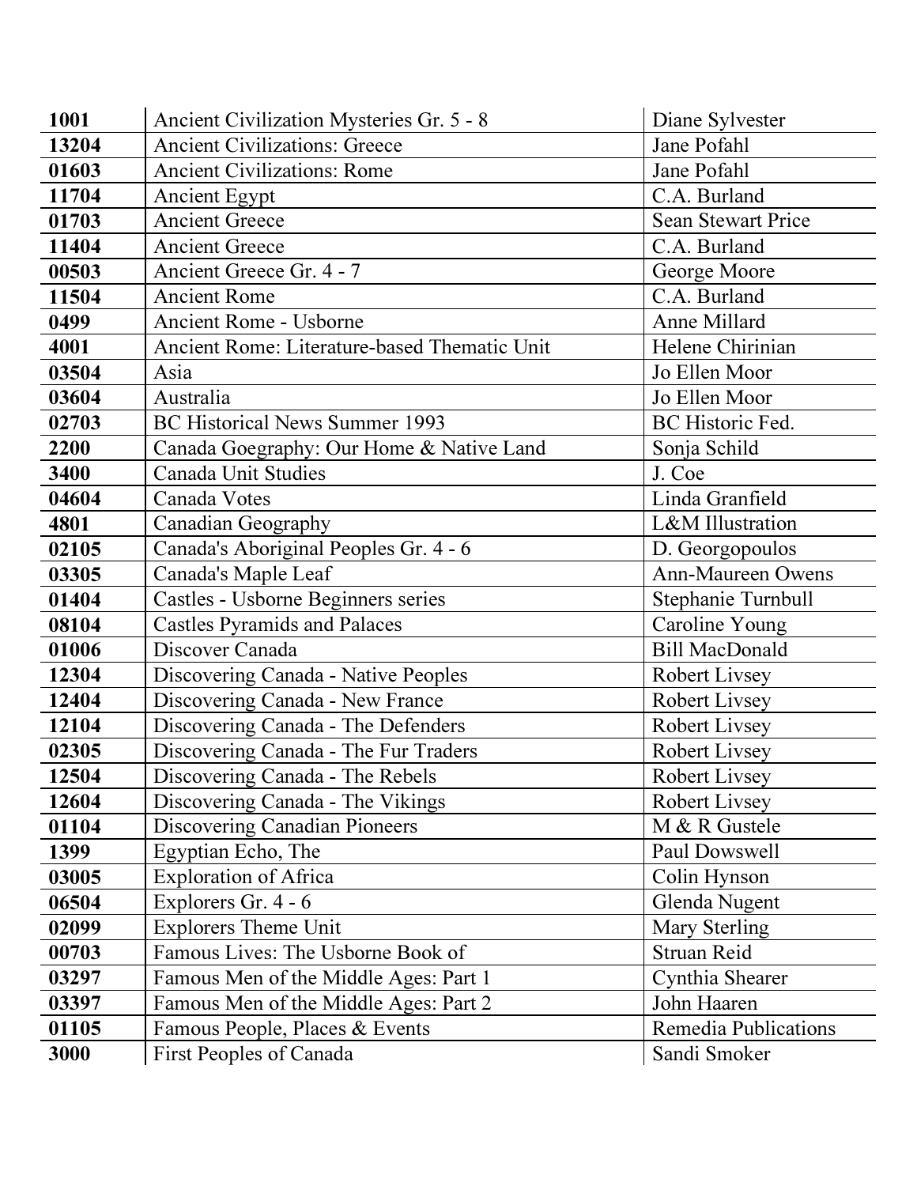| | | |
|---|---|---|
| **1001** | Ancient Civilization Mysteries Gr. 5 - 8 | Diane Sylvester |
| **13204** | Ancient Civilizations: Greece | Jane Pofahl |
| **01603** | Ancient Civilizations: Rome | Jane Pofahl |
| **11704** | Ancient Egypt | C.A. Burland |
| **01703** | Ancient Greece | Sean Stewart Price |
| **11404** | Ancient Greece | C.A. Burland |
| **00503** | Ancient Greece Gr. 4 - 7 | George Moore |
| **11504** | Ancient Rome | C.A. Burland |
| **0499** | Ancient Rome - Usborne | Anne Millard |
| **4001** | Ancient Rome: Literature-based Thematic Unit | Helene Chirinian |
| **03504** | Asia | Jo Ellen Moor |
| **03604** | Australia | Jo Ellen Moor |
| **02703** | BC Historical News Summer 1993 | BC Historic Fed. |
| **2200** | Canada Goegraphy: Our Home & Native Land | Sonja Schild |
| **3400** | Canada Unit Studies | J. Coe |
| **04604** | Canada Votes | Linda Granfield |
| **4801** | Canadian Geography | L&M Illustration |
| **02105** | Canada's Aboriginal Peoples Gr. 4 - 6 | D. Georgopoulos |
| **03305** | Canada's Maple Leaf | Ann-Maureen Owens |
| **01404** | Castles - Usborne Beginners series | Stephanie Turnbull |
| **08104** | Castles Pyramids and Palaces | Caroline Young |
| **01006** | Discover Canada | Bill MacDonald |
| **12304** | Discovering Canada - Native Peoples | Robert Livsey |
| **12404** | Discovering Canada - New France | Robert Livsey |
| **12104** | Discovering Canada - The Defenders | Robert Livsey |
| **02305** | Discovering Canada - The Fur Traders | Robert Livsey |
| **12504** | Discovering Canada - The Rebels | Robert Livsey |
| **12604** | Discovering Canada - The Vikings | Robert Livsey |
| **01104** | Discovering Canadian Pioneers | M & R Gustele |
| **1399** | Egyptian Echo, The | Paul Dowswell |
| **03005** | Exploration of Africa | Colin Hynson |
| **06504** | Explorers Gr. 4 - 6 | Glenda Nugent |
| **02099** | Explorers Theme Unit | Mary Sterling |
| **00703** | Famous Lives: The Usborne Book of | Struan Reid |
| **03297** | Famous Men of the Middle Ages: Part 1 | Cynthia Shearer |
| **03397** | Famous Men of the Middle Ages: Part 2 | John Haaren |
| **01105** | Famous People, Places & Events | Remedia Publications |
| **3000** | First Peoples of Canada | Sandi Smoker |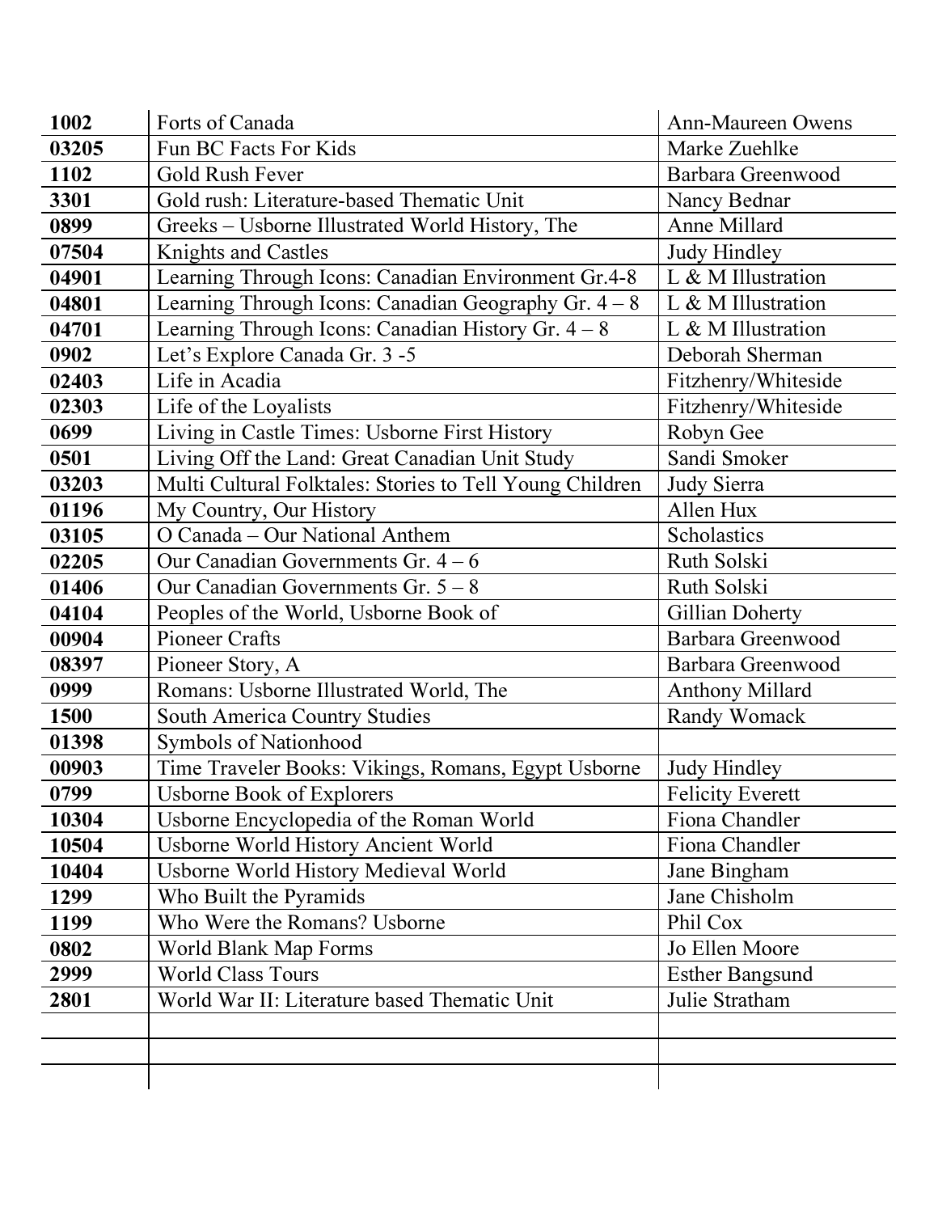| | | |
|---|---|---|
| **1002** | Forts of Canada | Ann-Maureen Owens |
| **03205** | Fun BC Facts For Kids | Marke Zuehlke |
| **1102** | Gold Rush Fever | Barbara Greenwood |
| **3301** | Gold rush: Literature-based Thematic Unit | Nancy Bednar |
| **0899** | Greeks – Usborne Illustrated World History, The | Anne Millard |
| **07504** | Knights and Castles | Judy Hindley |
| **04901** | Learning Through Icons: Canadian Environment Gr.4-8 | L & M Illustration |
| **04801** | Learning Through Icons: Canadian Geography Gr. 4 – 8 | L & M Illustration |
| **04701** | Learning Through Icons: Canadian History Gr. 4 – 8 | L & M Illustration |
| **0902** | Let's Explore Canada Gr. 3 -5 | Deborah Sherman |
| **02403** | Life in Acadia | Fitzhenry/Whiteside |
| **02303** | Life of the Loyalists | Fitzhenry/Whiteside |
| **0699** | Living in Castle Times: Usborne First History | Robyn Gee |
| **0501** | Living Off the Land: Great Canadian Unit Study | Sandi Smoker |
| **03203** | Multi Cultural Folktales: Stories to Tell Young Children | Judy Sierra |
| **01196** | My Country, Our History | Allen Hux |
| **03105** | O Canada – Our National Anthem | Scholastics |
| **02205** | Our Canadian Governments Gr. 4 – 6 | Ruth Solski |
| **01406** | Our Canadian Governments Gr. 5 – 8 | Ruth Solski |
| **04104** | Peoples of the World, Usborne Book of | Gillian Doherty |
| **00904** | Pioneer Crafts | Barbara Greenwood |
| **08397** | Pioneer Story, A | Barbara Greenwood |
| **0999** | Romans: Usborne Illustrated World, The | Anthony Millard |
| **1500** | South America Country Studies | Randy Womack |
| **01398** | Symbols of Nationhood | |
| **00903** | Time Traveler Books: Vikings, Romans, Egypt Usborne | Judy Hindley |
| **0799** | Usborne Book of Explorers | Felicity Everett |
| **10304** | Usborne Encyclopedia of the Roman World | Fiona Chandler |
| **10504** | Usborne World History Ancient World | Fiona Chandler |
| **10404** | Usborne World History Medieval World | Jane Bingham |
| **1299** | Who Built the Pyramids | Jane Chisholm |
| **1199** | Who Were the Romans? Usborne | Phil Cox |
| **0802** | World Blank Map Forms | Jo Ellen Moore |
| **2999** | World Class Tours | Esther Bangsund |
| **2801** | World War II: Literature based Thematic Unit | Julie Stratham |
| | | |
| | | |
| | | |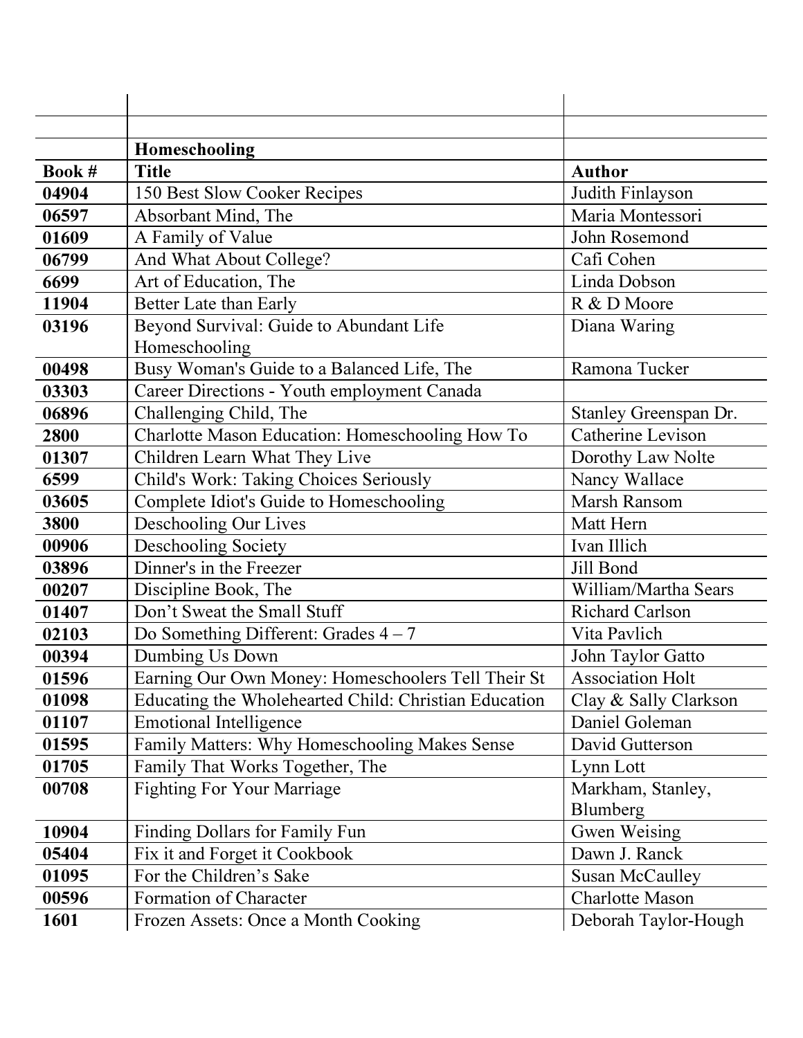| Book # | Title | Author |
| --- | --- | --- |
| | **Homeschooling** | |
| 04904 | 150 Best Slow Cooker Recipes | Judith Finlayson |
| 06597 | Absorbant Mind, The | Maria Montessori |
| 01609 | A Family of Value | John Rosemond |
| 06799 | And What About College? | Cafi Cohen |
| 6699 | Art of Education, The | Linda Dobson |
| 11904 | Better Late than Early | R & D Moore |
| 03196 | Beyond Survival: Guide to Abundant Life Homeschooling | Diana Waring |
| 00498 | Busy Woman's Guide to a Balanced Life, The | Ramona Tucker |
| 03303 | Career Directions - Youth employment Canada | |
| 06896 | Challenging Child, The | Stanley Greenspan Dr. |
| 2800 | Charlotte Mason Education: Homeschooling How To | Catherine Levison |
| 01307 | Children Learn What They Live | Dorothy Law Nolte |
| 6599 | Child's Work: Taking Choices Seriously | Nancy Wallace |
| 03605 | Complete Idiot's Guide to Homeschooling | Marsh Ransom |
| 3800 | Deschooling Our Lives | Matt Hern |
| 00906 | Deschooling Society | Ivan Illich |
| 03896 | Dinner's in the Freezer | Jill Bond |
| 00207 | Discipline Book, The | William/Martha Sears |
| 01407 | Don't Sweat the Small Stuff | Richard Carlson |
| 02103 | Do Something Different: Grades 4 – 7 | Vita Pavlich |
| 00394 | Dumbing Us Down | John Taylor Gatto |
| 01596 | Earning Our Own Money: Homeschoolers Tell Their St | Association Holt |
| 01098 | Educating the Wholehearted Child: Christian Education | Clay & Sally Clarkson |
| 01107 | Emotional Intelligence | Daniel Goleman |
| 01595 | Family Matters: Why Homeschooling Makes Sense | David Gutterson |
| 01705 | Family That Works Together, The | Lynn Lott |
| 00708 | Fighting For Your Marriage | Markham, Stanley, Blumberg |
| 10904 | Finding Dollars for Family Fun | Gwen Weising |
| 05404 | Fix it and Forget it Cookbook | Dawn J. Ranck |
| 01095 | For the Children's Sake | Susan McCaulley |
| 00596 | Formation of Character | Charlotte Mason |
| 1601 | Frozen Assets: Once a Month Cooking | Deborah Taylor-Hough |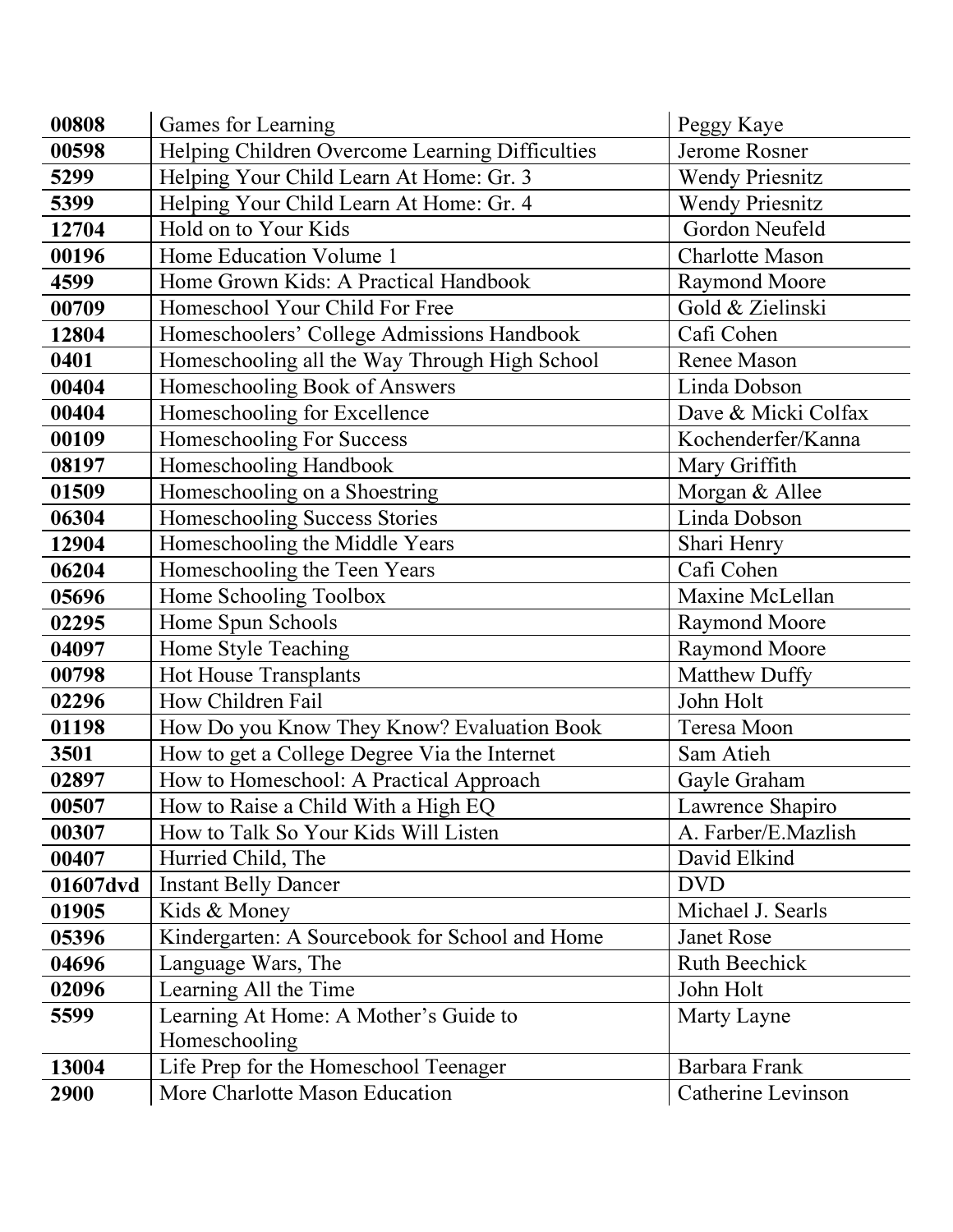| | | |
|---|---|---|
| **00808** | Games for Learning | Peggy Kaye |
| **00598** | Helping Children Overcome Learning Difficulties | Jerome Rosner |
| **5299** | Helping Your Child Learn At Home: Gr. 3 | Wendy Priesnitz |
| **5399** | Helping Your Child Learn At Home: Gr. 4 | Wendy Priesnitz |
| **12704** | Hold on to Your Kids | Gordon Neufeld |
| **00196** | Home Education Volume 1 | Charlotte Mason |
| **4599** | Home Grown Kids: A Practical Handbook | Raymond Moore |
| **00709** | Homeschool Your Child For Free | Gold & Zielinski |
| **12804** | Homeschoolers' College Admissions Handbook | Cafi Cohen |
| **0401** | Homeschooling all the Way Through High School | Renee Mason |
| **00404** | Homeschooling Book of Answers | Linda Dobson |
| **00404** | Homeschooling for Excellence | Dave & Micki Colfax |
| **00109** | Homeschooling For Success | Kochenderfer/Kanna |
| **08197** | Homeschooling Handbook | Mary Griffith |
| **01509** | Homeschooling on a Shoestring | Morgan & Allee |
| **06304** | Homeschooling Success Stories | Linda Dobson |
| **12904** | Homeschooling the Middle Years | Shari Henry |
| **06204** | Homeschooling the Teen Years | Cafi Cohen |
| **05696** | Home Schooling Toolbox | Maxine McLellan |
| **02295** | Home Spun Schools | Raymond Moore |
| **04097** | Home Style Teaching | Raymond Moore |
| **00798** | Hot House Transplants | Matthew Duffy |
| **02296** | How Children Fail | John Holt |
| **01198** | How Do you Know They Know? Evaluation Book | Teresa Moon |
| **3501** | How to get a College Degree Via the Internet | Sam Atieh |
| **02897** | How to Homeschool: A Practical Approach | Gayle Graham |
| **00507** | How to Raise a Child With a High EQ | Lawrence Shapiro |
| **00307** | How to Talk So Your Kids Will Listen | A. Farber/E.Mazlish |
| **00407** | Hurried Child, The | David Elkind |
| **01607dvd** | Instant Belly Dancer | DVD |
| **01905** | Kids & Money | Michael J. Searls |
| **05396** | Kindergarten: A Sourcebook for School and Home | Janet Rose |
| **04696** | Language Wars, The | Ruth Beechick |
| **02096** | Learning All the Time | John Holt |
| **5599** | Learning At Home: A Mother's Guide to Homeschooling | Marty Layne |
| **13004** | Life Prep for the Homeschool Teenager | Barbara Frank |
| **2900** | More Charlotte Mason Education | Catherine Levinson |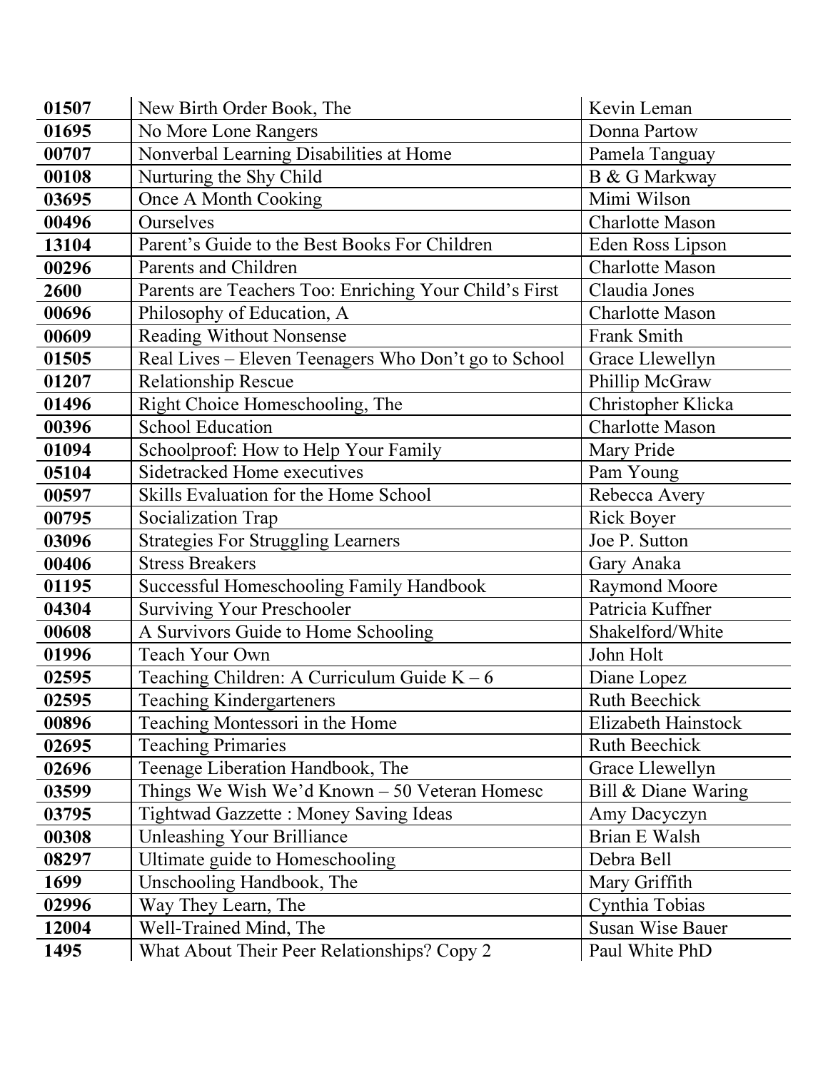| | | |
|---|---|---|
| **01507** | New Birth Order Book, The | Kevin Leman |
| **01695** | No More Lone Rangers | Donna Partow |
| **00707** | Nonverbal Learning Disabilities at Home | Pamela Tanguay |
| **00108** | Nurturing the Shy Child | B & G Markway |
| **03695** | Once A Month Cooking | Mimi Wilson |
| **00496** | Ourselves | Charlotte Mason |
| **13104** | Parent's Guide to the Best Books For Children | Eden Ross Lipson |
| **00296** | Parents and Children | Charlotte Mason |
| **2600** | Parents are Teachers Too: Enriching Your Child's First | Claudia Jones |
| **00696** | Philosophy of Education, A | Charlotte Mason |
| **00609** | Reading Without Nonsense | Frank Smith |
| **01505** | Real Lives – Eleven Teenagers Who Don't go to School | Grace Llewellyn |
| **01207** | Relationship Rescue | Phillip McGraw |
| **01496** | Right Choice Homeschooling, The | Christopher Klicka |
| **00396** | School Education | Charlotte Mason |
| **01094** | Schoolproof: How to Help Your Family | Mary Pride |
| **05104** | Sidetracked Home executives | Pam Young |
| **00597** | Skills Evaluation for the Home School | Rebecca Avery |
| **00795** | Socialization Trap | Rick Boyer |
| **03096** | Strategies For Struggling Learners | Joe P. Sutton |
| **00406** | Stress Breakers | Gary Anaka |
| **01195** | Successful Homeschooling Family Handbook | Raymond Moore |
| **04304** | Surviving Your Preschooler | Patricia Kuffner |
| **00608** | A Survivors Guide to Home Schooling | Shakelford/White |
| **01996** | Teach Your Own | John Holt |
| **02595** | Teaching Children: A Curriculum Guide K – 6 | Diane Lopez |
| **02595** | Teaching Kindergarteners | Ruth Beechick |
| **00896** | Teaching Montessori in the Home | Elizabeth Hainstock |
| **02695** | Teaching Primaries | Ruth Beechick |
| **02696** | Teenage Liberation Handbook, The | Grace Llewellyn |
| **03599** | Things We Wish We'd Known – 50 Veteran Homesc | Bill & Diane Waring |
| **03795** | Tightwad Gazzette : Money Saving Ideas | Amy Dacyczyn |
| **00308** | Unleashing Your Brilliance | Brian E Walsh |
| **08297** | Ultimate guide to Homeschooling | Debra Bell |
| **1699** | Unschooling Handbook, The | Mary Griffith |
| **02996** | Way They Learn, The | Cynthia Tobias |
| **12004** | Well-Trained Mind, The | Susan Wise Bauer |
| **1495** | What About Their Peer Relationships? Copy 2 | Paul White PhD |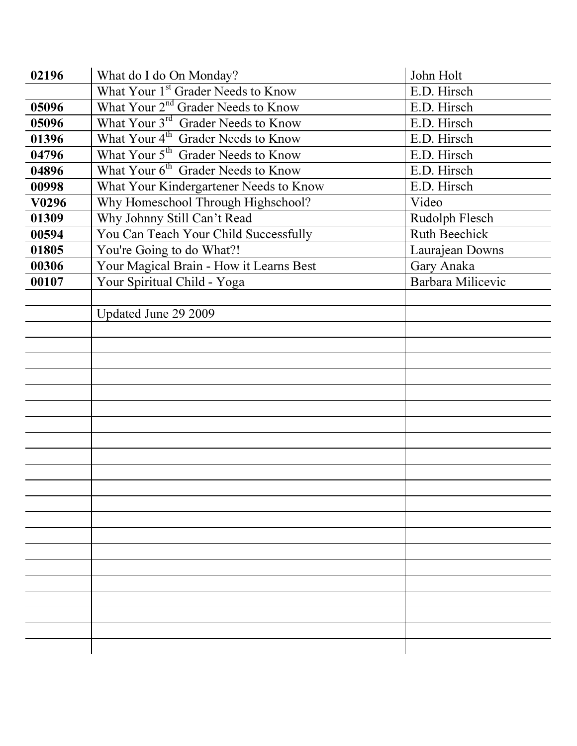| | | |
|---|---|---|
| **02196** | What do I do On Monday? | John Holt |
| | What Your 1st Grader Needs to Know | E.D. Hirsch |
| **05096** | What Your 2nd Grader Needs to Know | E.D. Hirsch |
| **05096** | What Your 3rd Grader Needs to Know | E.D. Hirsch |
| **01396** | What Your 4th Grader Needs to Know | E.D. Hirsch |
| **04796** | What Your 5th Grader Needs to Know | E.D. Hirsch |
| **04896** | What Your 6th Grader Needs to Know | E.D. Hirsch |
| **00998** | What Your Kindergartener Needs to Know | E.D. Hirsch |
| **V0296** | Why Homeschool Through Highschool? | Video |
| **01309** | Why Johnny Still Can't Read | Rudolph Flesch |
| **00594** | You Can Teach Your Child Successfully | Ruth Beechick |
| **01805** | You're Going to do What?! | Laurajean Downs |
| **00306** | Your Magical Brain - How it Learns Best | Gary Anaka |
| **00107** | Your Spiritual Child - Yoga | Barbara Milicevic |
| | | |
| | Updated June 29 2009 | |